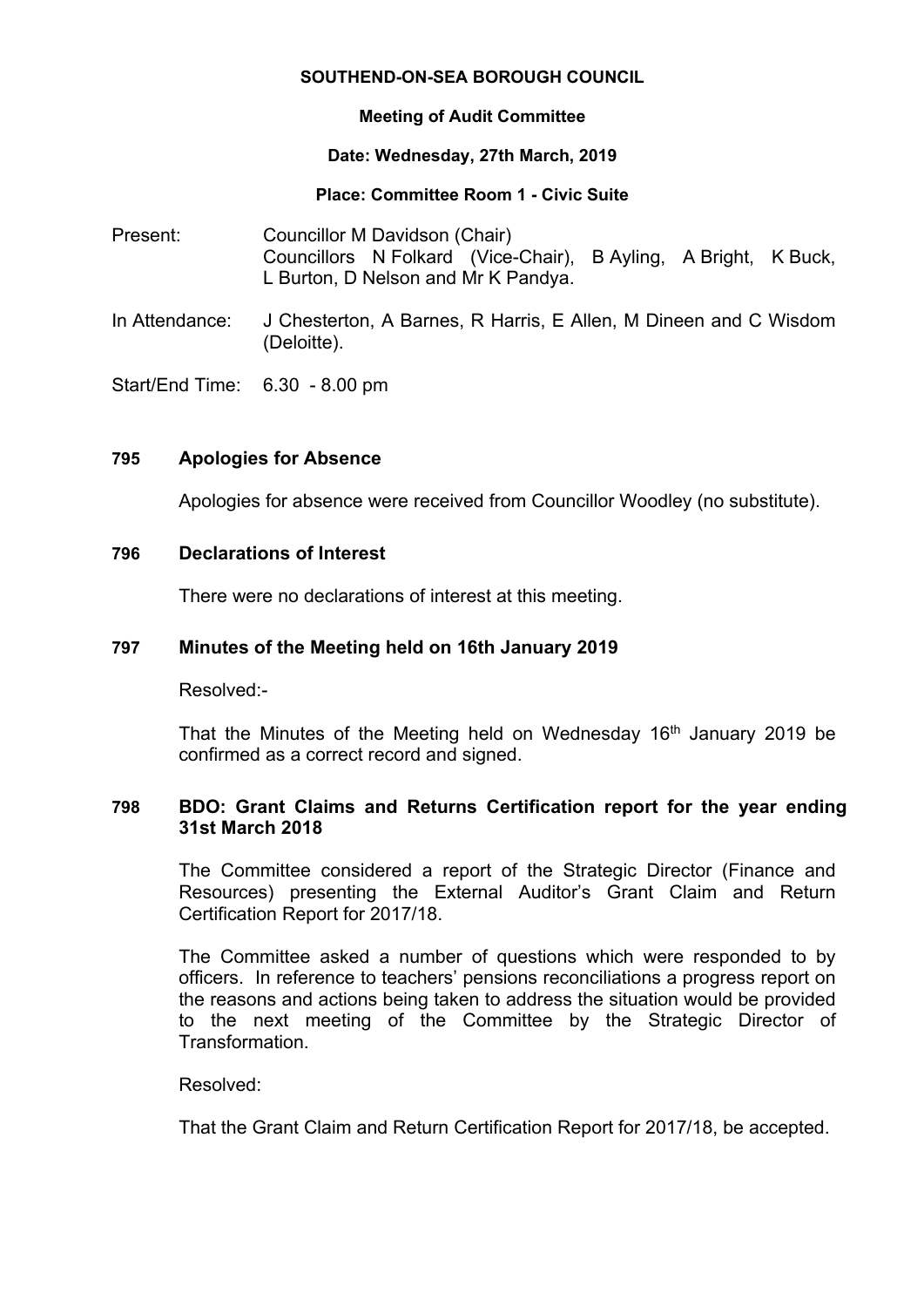**SOUTHEND-ON-SEA BOROUGH COUNCIL**

**Meeting of Audit Committee**

**Date: Wednesday, 27th March, 2019**

**Place: Committee Room 1 - Civic Suite**

Present: Councillor M Davidson (Chair)
Councillors N Folkard (Vice-Chair), B Ayling, A Bright, K Buck, L Burton, D Nelson and Mr K Pandya.

In Attendance: J Chesterton, A Barnes, R Harris, E Allen, M Dineen and C Wisdom (Deloitte).

Start/End Time: 6.30 - 8.00 pm

## 795 Apologies for Absence

Apologies for absence were received from Councillor Woodley (no substitute).

## 796 Declarations of Interest

There were no declarations of interest at this meeting.

## 797 Minutes of the Meeting held on 16th January 2019

Resolved:-

That the Minutes of the Meeting held on Wednesday 16th January 2019 be confirmed as a correct record and signed.

## 798 BDO: Grant Claims and Returns Certification report for the year ending 31st March 2018

The Committee considered a report of the Strategic Director (Finance and Resources) presenting the External Auditor's Grant Claim and Return Certification Report for 2017/18.

The Committee asked a number of questions which were responded to by officers. In reference to teachers' pensions reconciliations a progress report on the reasons and actions being taken to address the situation would be provided to the next meeting of the Committee by the Strategic Director of Transformation.

Resolved:

That the Grant Claim and Return Certification Report for 2017/18, be accepted.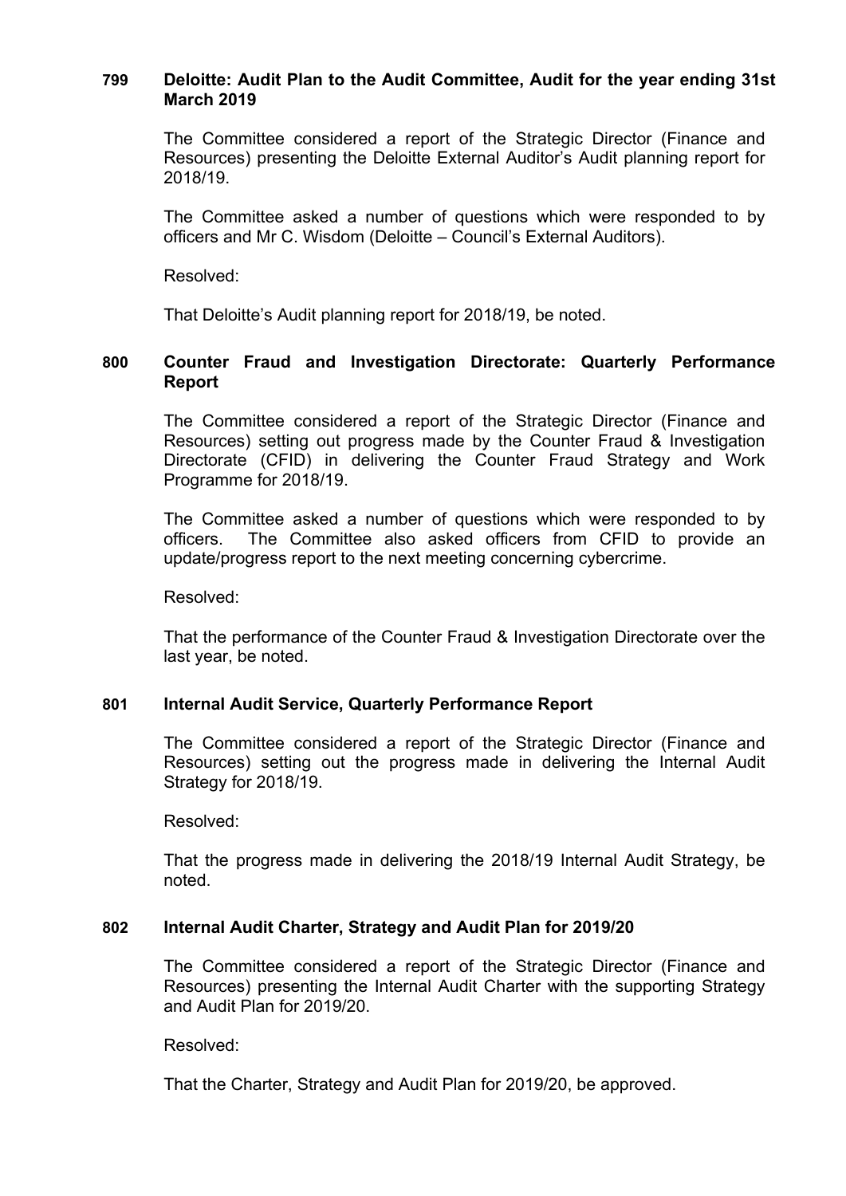### 799 Deloitte: Audit Plan to the Audit Committee, Audit for the year ending 31st March 2019

The Committee considered a report of the Strategic Director (Finance and Resources) presenting the Deloitte External Auditor's Audit planning report for 2018/19.

The Committee asked a number of questions which were responded to by officers and Mr C. Wisdom (Deloitte – Council's External Auditors).

Resolved:

That Deloitte's Audit planning report for 2018/19, be noted.

### 800 Counter Fraud and Investigation Directorate: Quarterly Performance Report

The Committee considered a report of the Strategic Director (Finance and Resources) setting out progress made by the Counter Fraud & Investigation Directorate (CFID) in delivering the Counter Fraud Strategy and Work Programme for 2018/19.

The Committee asked a number of questions which were responded to by officers. The Committee also asked officers from CFID to provide an update/progress report to the next meeting concerning cybercrime.

Resolved:

That the performance of the Counter Fraud & Investigation Directorate over the last year, be noted.

### 801 Internal Audit Service, Quarterly Performance Report

The Committee considered a report of the Strategic Director (Finance and Resources) setting out the progress made in delivering the Internal Audit Strategy for 2018/19.

Resolved:

That the progress made in delivering the 2018/19 Internal Audit Strategy, be noted.

### 802 Internal Audit Charter, Strategy and Audit Plan for 2019/20

The Committee considered a report of the Strategic Director (Finance and Resources) presenting the Internal Audit Charter with the supporting Strategy and Audit Plan for 2019/20.

Resolved:

That the Charter, Strategy and Audit Plan for 2019/20, be approved.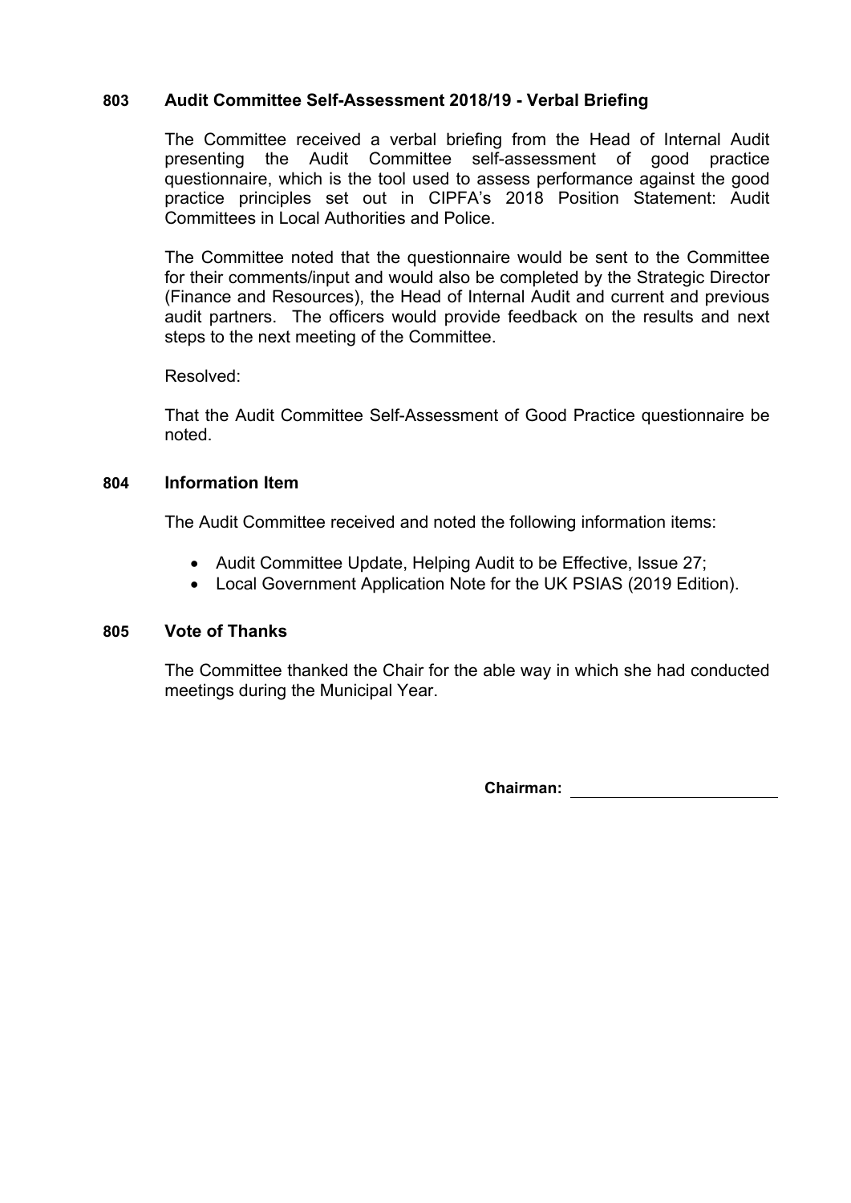### 803 Audit Committee Self-Assessment 2018/19 - Verbal Briefing

The Committee received a verbal briefing from the Head of Internal Audit presenting the Audit Committee self-assessment of good practice questionnaire, which is the tool used to assess performance against the good practice principles set out in CIPFA's 2018 Position Statement: Audit Committees in Local Authorities and Police.

The Committee noted that the questionnaire would be sent to the Committee for their comments/input and would also be completed by the Strategic Director (Finance and Resources), the Head of Internal Audit and current and previous audit partners. The officers would provide feedback on the results and next steps to the next meeting of the Committee.

Resolved:

That the Audit Committee Self-Assessment of Good Practice questionnaire be noted.

### 804 Information Item

The Audit Committee received and noted the following information items:

- Audit Committee Update, Helping Audit to be Effective, Issue 27;
- Local Government Application Note for the UK PSIAS (2019 Edition).

### 805 Vote of Thanks

The Committee thanked the Chair for the able way in which she had conducted meetings during the Municipal Year.

**Chairman:** ______________________